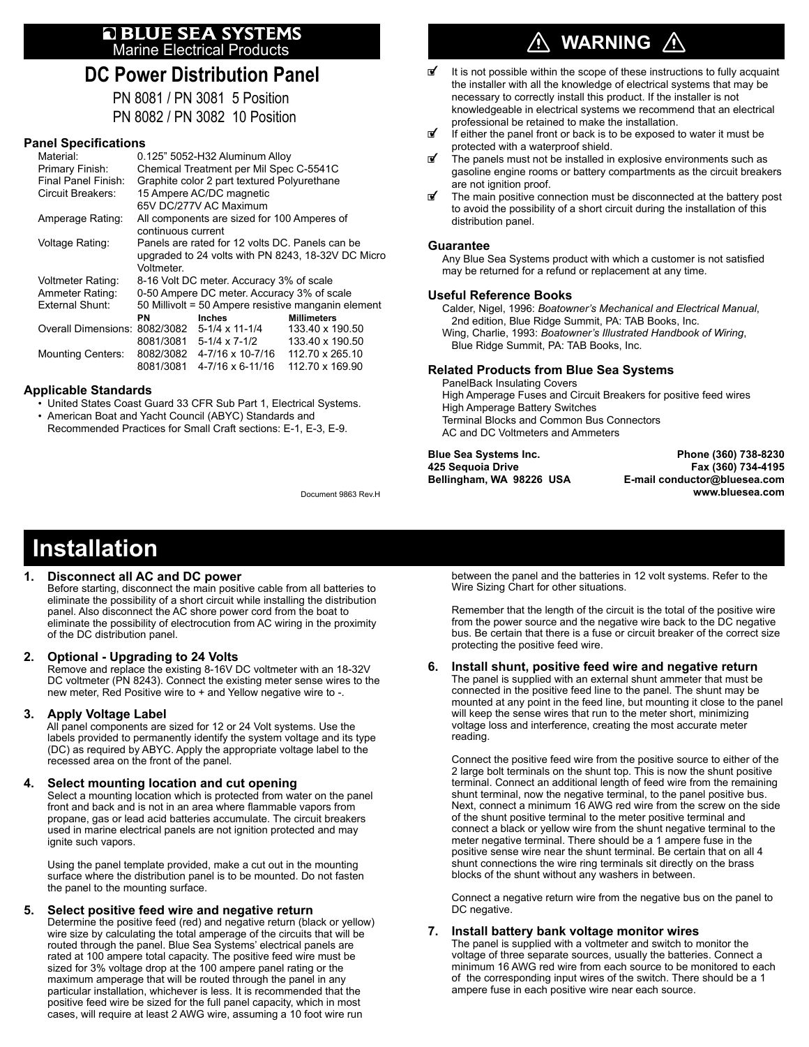**BLUE SEA SYSTEMS**
Marine Electrical Products

# DC Power Distribution Panel

PN 8081 / PN 3081 5 Position
PN 8082 / PN 3082 10 Position

### Panel Specifications

| | | | |
|---|---|---|---|
| Material: | 0.125" 5052-H32 Aluminum Alloy | | |
| Primary Finish: | Chemical Treatment per Mil Spec C-5541C | | |
| Final Panel Finish: | Graphite color 2 part textured Polyurethane | | |
| Circuit Breakers: | 15 Ampere AC/DC magnetic 65V DC/277V AC Maximum | | |
| Amperage Rating: | All components are sized for 100 Amperes of continuous current | | |
| Voltage Rating: | Panels are rated for 12 volts DC. Panels can be upgraded to 24 volts with PN 8243, 18-32V DC Micro Voltmeter. | | |
| Voltmeter Rating: | 8-16 Volt DC meter. Accuracy 3% of scale | | |
| Ammeter Rating: | 0-50 Ampere DC meter. Accuracy 3% of scale | | |
| External Shunt: | 50 Millivolt = 50 Ampere resistive manganin element | | |
| | **PN** | **Inches** | **Millimeters** |
| Overall Dimensions: | 8082/3082 | 5-1/4 x 11-1/4 | 133.40 x 190.50 |
| | 8081/3081 | 5-1/4 x 7-1/2 | 133.40 x 190.50 |
| Mounting Centers: | 8082/3082 | 4-7/16 x 10-7/16 | 112.70 x 265.10 |
| | 8081/3081 | 4-7/16 x 6-11/16 | 112.70 x 169.90 |

### Applicable Standards

- United States Coast Guard 33 CFR Sub Part 1, Electrical Systems.
- American Boat and Yacht Council (ABYC) Standards and Recommended Practices for Small Craft sections: E-1, E-3, E-9.

Document 9863 Rev.H

## ⚠ WARNING ⚠

- It is not possible within the scope of these instructions to fully acquaint the installer with all the knowledge of electrical systems that may be necessary to correctly install this product. If the installer is not knowledgeable in electrical systems we recommend that an electrical professional be retained to make the installation.
- If either the panel front or back is to be exposed to water it must be protected with a waterproof shield.
- The panels must not be installed in explosive environments such as gasoline engine rooms or battery compartments as the circuit breakers are not ignition proof.
- The main positive connection must be disconnected at the battery post to avoid the possibility of a short circuit during the installation of this distribution panel.

### Guarantee

Any Blue Sea Systems product with which a customer is not satisfied may be returned for a refund or replacement at any time.

### Useful Reference Books

Calder, Nigel, 1996: *Boatowner's Mechanical and Electrical Manual*, 2nd edition, Blue Ridge Summit, PA: TAB Books, Inc.
Wing, Charlie, 1993: *Boatowner's Illustrated Handbook of Wiring*, Blue Ridge Summit, PA: TAB Books, Inc.

### Related Products from Blue Sea Systems

PanelBack Insulating Covers
High Amperage Fuses and Circuit Breakers for positive feed wires
High Amperage Battery Switches
Terminal Blocks and Common Bus Connectors
AC and DC Voltmeters and Ammeters

**Blue Sea Systems Inc.**
**425 Sequoia Drive**
**Bellingham, WA 98226 USA**

**Phone (360) 738-8230**
**Fax (360) 734-4195**
**E-mail conductor@bluesea.com**
**www.bluesea.com**

# Installation

### 1. Disconnect all AC and DC power

Before starting, disconnect the main positive cable from all batteries to eliminate the possibility of a short circuit while installing the distribution panel. Also disconnect the AC shore power cord from the boat to eliminate the possibility of electrocution from AC wiring in the proximity of the DC distribution panel.

### 2. Optional - Upgrading to 24 Volts

Remove and replace the existing 8-16V DC voltmeter with an 18-32V DC voltmeter (PN 8243). Connect the existing meter sense wires to the new meter, Red Positive wire to + and Yellow negative wire to -.

### 3. Apply Voltage Label

All panel components are sized for 12 or 24 Volt systems. Use the labels provided to permanently identify the system voltage and its type (DC) as required by ABYC. Apply the appropriate voltage label to the recessed area on the front of the panel.

### 4. Select mounting location and cut opening

Select a mounting location which is protected from water on the panel front and back and is not in an area where flammable vapors from propane, gas or lead acid batteries accumulate. The circuit breakers used in marine electrical panels are not ignition protected and may ignite such vapors.

Using the panel template provided, make a cut out in the mounting surface where the distribution panel is to be mounted. Do not fasten the panel to the mounting surface.

### 5. Select positive feed wire and negative return

Determine the positive feed (red) and negative return (black or yellow) wire size by calculating the total amperage of the circuits that will be routed through the panel. Blue Sea Systems' electrical panels are rated at 100 ampere total capacity. The positive feed wire must be sized for 3% voltage drop at the 100 ampere panel rating or the maximum amperage that will be routed through the panel in any particular installation, whichever is less. It is recommended that the positive feed wire be sized for the full panel capacity, which in most cases, will require at least 2 AWG wire, assuming a 10 foot wire run between the panel and the batteries in 12 volt systems. Refer to the Wire Sizing Chart for other situations.

Remember that the length of the circuit is the total of the positive wire from the power source and the negative wire back to the DC negative bus. Be certain that there is a fuse or circuit breaker of the correct size protecting the positive feed wire.

### 6. Install shunt, positive feed wire and negative return

The panel is supplied with an external shunt ammeter that must be connected in the positive feed line to the panel. The shunt may be mounted at any point in the feed line, but mounting it close to the panel will keep the sense wires that run to the meter short, minimizing voltage loss and interference, creating the most accurate meter reading.

Connect the positive feed wire from the positive source to either of the 2 large bolt terminals on the shunt top. This is now the shunt positive terminal. Connect an additional length of feed wire from the remaining shunt terminal, now the negative terminal, to the panel positive bus. Next, connect a minimum 16 AWG red wire from the screw on the side of the shunt positive terminal to the meter positive terminal and connect a black or yellow wire from the shunt negative terminal to the meter negative terminal. There should be a 1 ampere fuse in the positive sense wire near the shunt terminal. Be certain that on all 4 shunt connections the wire ring terminals sit directly on the brass blocks of the shunt without any washers in between.

Connect a negative return wire from the negative bus on the panel to DC negative.

### 7. Install battery bank voltage monitor wires

The panel is supplied with a voltmeter and switch to monitor the voltage of three separate sources, usually the batteries. Connect a minimum 16 AWG red wire from each source to be monitored to each of the corresponding input wires of the switch. There should be a 1 ampere fuse in each positive wire near each source.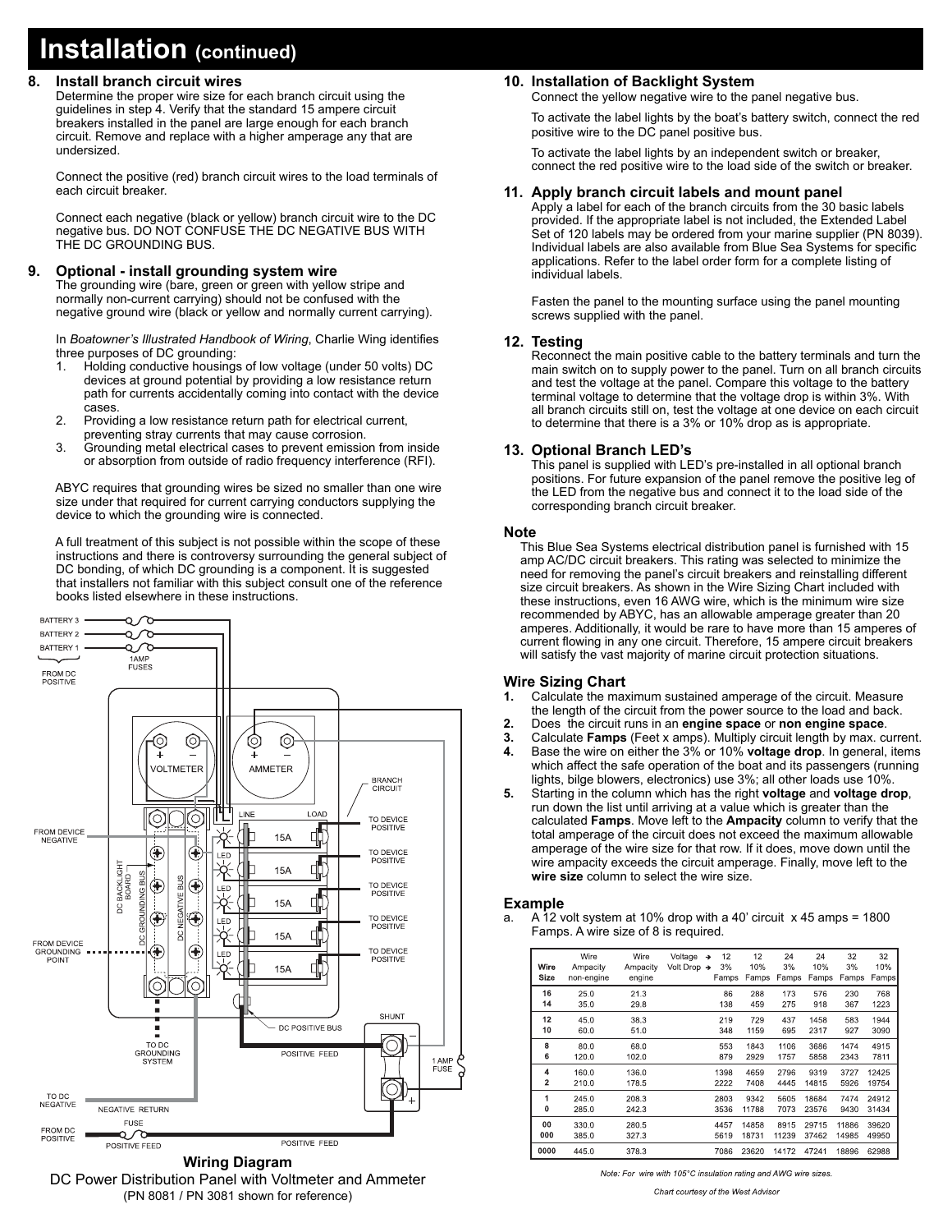// Installation (continued)

## Installation (continued)

### 8. Install branch circuit wires

Determine the proper wire size for each branch circuit using the guidelines in step 4. Verify that the standard 15 ampere circuit breakers installed in the panel are large enough for each branch circuit. Remove and replace with a higher amperage any that are undersized.

Connect the positive (red) branch circuit wires to the load terminals of each circuit breaker.

Connect each negative (black or yellow) branch circuit wire to the DC negative bus. DO NOT CONFUSE THE DC NEGATIVE BUS WITH THE DC GROUNDING BUS.

### 9. Optional - install grounding system wire

The grounding wire (bare, green or green with yellow stripe and normally non-current carrying) should not be confused with the negative ground wire (black or yellow and normally current carrying).

In *Boatowner's Illustrated Handbook of Wiring*, Charlie Wing identifies three purposes of DC grounding:

1. Holding conductive housings of low voltage (under 50 volts) DC devices at ground potential by providing a low resistance return path for currents accidentally coming into contact with the device cases.
2. Providing a low resistance return path for electrical current, preventing stray currents that may cause corrosion.
3. Grounding metal electrical cases to prevent emission from inside or absorption from outside of radio frequency interference (RFI).

ABYC requires that grounding wires be sized no smaller than one wire size under that required for current carrying conductors supplying the device to which the grounding wire is connected.

A full treatment of this subject is not possible within the scope of these instructions and there is controversy surrounding the general subject of DC bonding, of which DC grounding is a component. It is suggested that installers not familiar with this subject consult one of the reference books listed elsewhere in these instructions.

BATTERY 3
BATTERY 2
BATTERY 1
FROM DC POSITIVE
1AMP FUSES
VOLTMETER
AMMETER
BRANCH CIRCUIT
FROM DEVICE NEGATIVE
LINE
LOAD
TO DEVICE POSITIVE
15A
LED
DC BACKLIGHT BOARD
DC GROUNDING BUS
DC NEGATIVE BUS
FROM DEVICE GROUNDING POINT
DC POSITIVE BUS
SHUNT
TO DC GROUNDING SYSTEM
POSITIVE FEED
1 AMP FUSE
TO DC NEGATIVE
NEGATIVE RETURN
FUSE
FROM DC POSITIVE
POSITIVE FEED

**Wiring Diagram**

DC Power Distribution Panel with Voltmeter and Ammeter

(PN 8081 / PN 3081 shown for reference)

### 10. Installation of Backlight System

Connect the yellow negative wire to the panel negative bus.

To activate the label lights by the boat's battery switch, connect the red positive wire to the DC panel positive bus.

To activate the label lights by an independent switch or breaker, connect the red positive wire to the load side of the switch or breaker.

### 11. Apply branch circuit labels and mount panel

Apply a label for each of the branch circuits from the 30 basic labels provided. If the appropriate label is not included, the Extended Label Set of 120 labels may be ordered from your marine supplier (PN 8039). Individual labels are also available from Blue Sea Systems for specific applications. Refer to the label order form for a complete listing of individual labels.

Fasten the panel to the mounting surface using the panel mounting screws supplied with the panel.

### 12. Testing

Reconnect the main positive cable to the battery terminals and turn the main switch on to supply power to the panel. Turn on all branch circuits and test the voltage at the panel. Compare this voltage to the battery terminal voltage to determine that the voltage drop is within 3%. With all branch circuits still on, test the voltage at one device on each circuit to determine that there is a 3% or 10% drop as is appropriate.

### 13. Optional Branch LED's

This panel is supplied with LED's pre-installed in all optional branch positions. For future expansion of the panel remove the positive leg of the LED from the negative bus and connect it to the load side of the corresponding branch circuit breaker.

### Note

This Blue Sea Systems electrical distribution panel is furnished with 15 amp AC/DC circuit breakers. This rating was selected to minimize the need for removing the panel's circuit breakers and reinstalling different size circuit breakers. As shown in the Wire Sizing Chart included with these instructions, even 16 AWG wire, which is the minimum wire size recommended by ABYC, has an allowable amperage greater than 20 amperes. Additionally, it would be rare to have more than 15 amperes of current flowing in any one circuit. Therefore, 15 ampere circuit breakers will satisfy the vast majority of marine circuit protection situations.

### Wire Sizing Chart

1. Calculate the maximum sustained amperage of the circuit. Measure the length of the circuit from the power source to the load and back.
2. Does the circuits runs in an **engine space** or **non engine space**.
3. Calculate **Famps** (Feet x amps). Multiply circuit length by max. current.
4. Base the wire on either the 3% or 10% **voltage drop**. In general, items which affect the safe operation of the boat and its passengers (running lights, bilge blowers, electronics) use 3%; all other loads use 10%.
5. Starting in the column which has the right **voltage** and **voltage drop**, run down the list until arriving at a value which is greater than the calculated **Famps**. Move left to the **Ampacity** column to verify that the total amperage of the circuit does not exceed the maximum allowable amperage of the wire size for that row. If it does, move down until the wire ampacity exceeds the circuit amperage. Finally, move left to the **wire size** column to select the wire size.

### Example

a. A 12 volt system at 10% drop with a 40' circuit x 45 amps = 1800 Famps. A wire size of 8 is required.

| Wire Size | Wire Ampacity non-engine | Wire Ampacity engine | Voltage → Volt Drop → | 12 3% Famps | 12 10% Famps | 24 3% Famps | 24 10% Famps | 32 3% Famps | 32 10% Famps |
|---|---|---|---|---|---|---|---|---|---|
| 16 | 25.0 | 21.3 | | 86 | 288 | 173 | 576 | 230 | 768 |
| 14 | 35.0 | 29.8 | | 138 | 459 | 275 | 918 | 367 | 1223 |
| 12 | 45.0 | 38.3 | | 219 | 729 | 437 | 1458 | 583 | 1944 |
| 10 | 60.0 | 51.0 | | 348 | 1159 | 695 | 2317 | 927 | 3090 |
| 8 | 80.0 | 68.0 | | 553 | 1843 | 1106 | 3686 | 1474 | 4915 |
| 6 | 120.0 | 102.0 | | 879 | 2929 | 1757 | 5858 | 2343 | 7811 |
| 4 | 160.0 | 136.0 | | 1398 | 4659 | 2796 | 9319 | 3727 | 12425 |
| 2 | 210.0 | 178.5 | | 2222 | 7408 | 4445 | 14815 | 5926 | 19754 |
| 1 | 245.0 | 208.3 | | 2803 | 9342 | 5605 | 18684 | 7474 | 24912 |
| 0 | 285.0 | 242.3 | | 3536 | 11788 | 7073 | 23576 | 9430 | 31434 |
| 00 | 330.0 | 280.5 | | 4457 | 14858 | 8915 | 29715 | 11886 | 39620 |
| 000 | 385.0 | 327.3 | | 5619 | 18731 | 11239 | 37462 | 14985 | 49950 |
| 0000 | 445.0 | 378.3 | | 7086 | 23620 | 14172 | 47241 | 18896 | 62988 |

*Note: For wire with 105°C insulation rating and AWG wire sizes.*

*Chart courtesy of the West Advisor*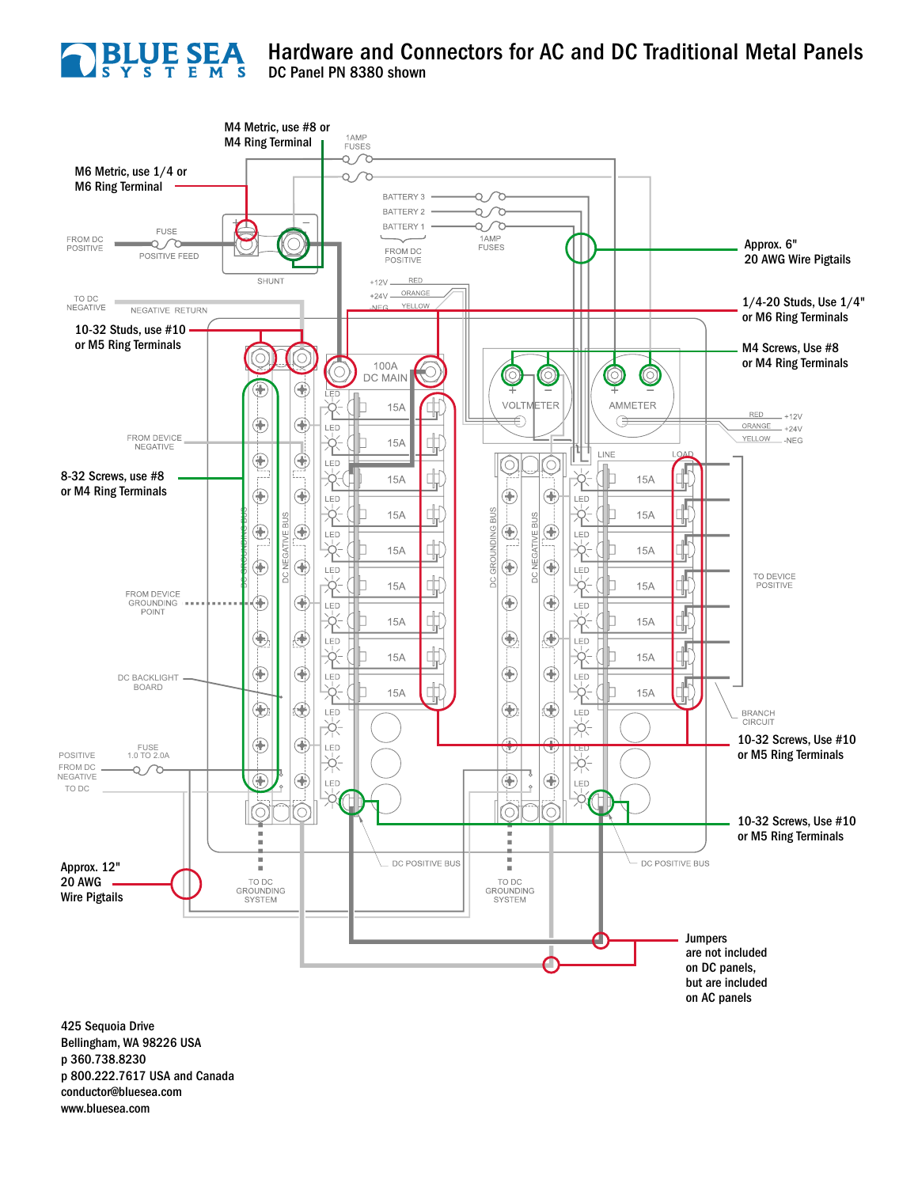# Hardware and Connectors for AC and DC Traditional Metal Panels

DC Panel PN 8380 shown

M4 Metric, use #8 or
M4 Ring Terminal

M6 Metric, use 1/4 or
M6 Ring Terminal

1AMP
FUSES

BATTERY 3
BATTERY 2
BATTERY 1

FROM DC
POSITIVE

1AMP
FUSES

FROM DC
POSITIVE

FUSE

POSITIVE FEED

SHUNT

Approx. 6"
20 AWG Wire Pigtails

+12V RED
+24V ORANGE
-NEG YELLOW

TO DC
NEGATIVE

NEGATIVE RETURN

1/4-20 Studs, Use 1/4"
or M6 Ring Terminals

10-32 Studs, use #10
or M5 Ring Terminals

100A
DC MAIN

M4 Screws, Use #8
or M4 Ring Terminals

VOLTMETER

AMMETER

RED +12V
ORANGE +24V
YELLOW -NEG

FROM DEVICE
NEGATIVE

8-32 Screws, use #8
or M4 Ring Terminals

DC GROUNDING BUS

DC NEGATIVE BUS

LED

15A

LINE

LOAD

TO DEVICE
POSITIVE

FROM DEVICE
GROUNDING
POINT

DC BACKLIGHT
BOARD

BRANCH
CIRCUIT

10-32 Screws, Use #10
or M5 Ring Terminals

POSITIVE
FROM DC
NEGATIVE
TO DC

FUSE
1.0 TO 2.0A

10-32 Screws, Use #10
or M5 Ring Terminals

DC POSITIVE BUS

DC POSITIVE BUS

Approx. 12"
20 AWG
Wire Pigtails

TO DC
GROUNDING
SYSTEM

TO DC
GROUNDING
SYSTEM

Jumpers
are not included
on DC panels,
but are included
on AC panels

425 Sequoia Drive
Bellingham, WA 98226 USA
p 360.738.8230
p 800.222.7617 USA and Canada
conductor@bluesea.com
www.bluesea.com